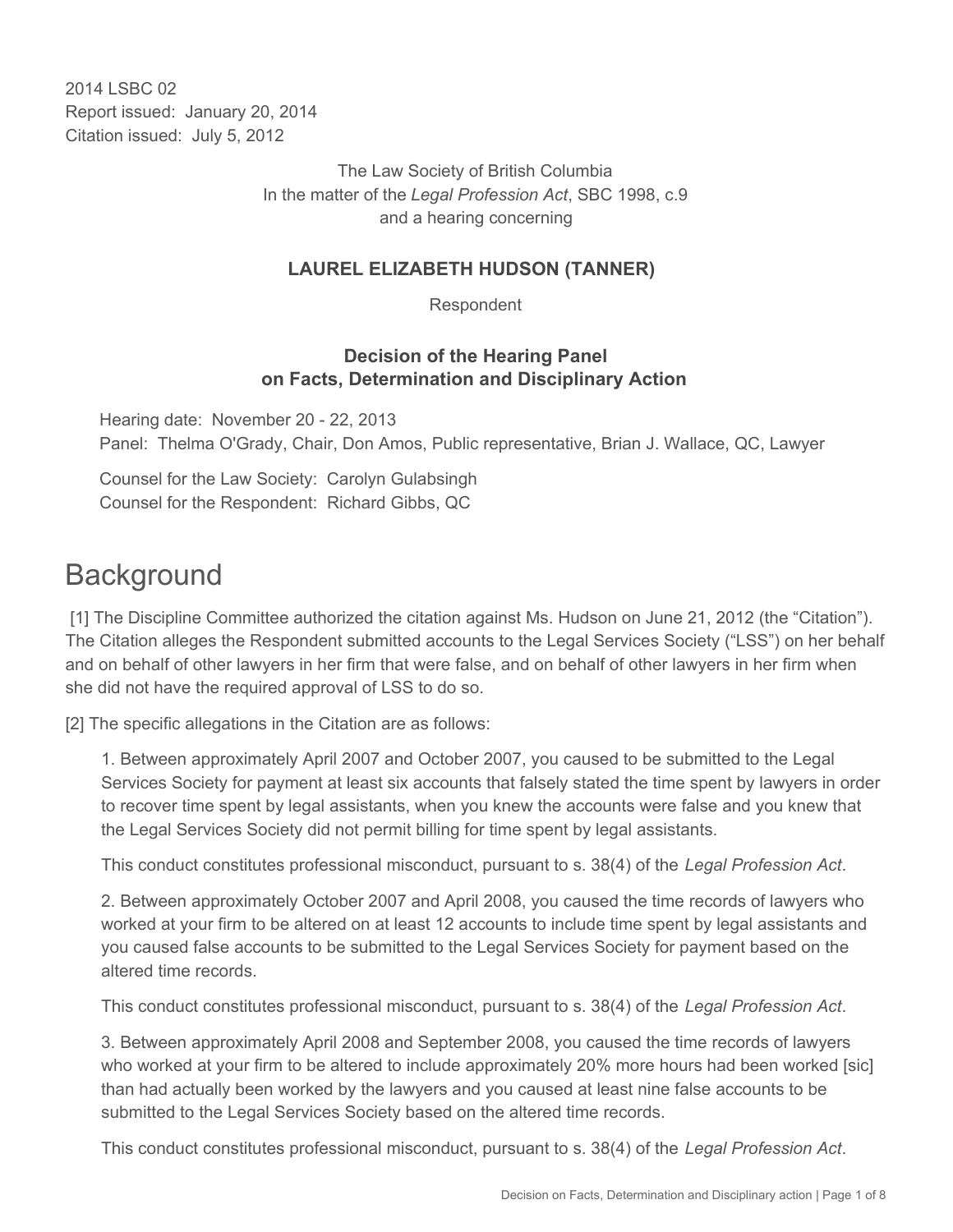2014 LSBC 02
Report issued: January 20, 2014
Citation issued: July 5, 2012

The Law Society of British Columbia
In the matter of the *Legal Profession Act*, SBC 1998, c.9
and a hearing concerning

**LAUREL ELIZABETH HUDSON (TANNER)**

Respondent

**Decision of the Hearing Panel
on Facts, Determination and Disciplinary Action**

Hearing date: November 20 - 22, 2013
Panel: Thelma O'Grady, Chair, Don Amos, Public representative, Brian J. Wallace, QC, Lawyer

Counsel for the Law Society: Carolyn Gulabsingh
Counsel for the Respondent: Richard Gibbs, QC

# Background

[1] The Discipline Committee authorized the citation against Ms. Hudson on June 21, 2012 (the "Citation"). The Citation alleges the Respondent submitted accounts to the Legal Services Society ("LSS") on her behalf and on behalf of other lawyers in her firm that were false, and on behalf of other lawyers in her firm when she did not have the required approval of LSS to do so.

[2] The specific allegations in the Citation are as follows:

> 1. Between approximately April 2007 and October 2007, you caused to be submitted to the Legal Services Society for payment at least six accounts that falsely stated the time spent by lawyers in order to recover time spent by legal assistants, when you knew the accounts were false and you knew that the Legal Services Society did not permit billing for time spent by legal assistants.
>
> This conduct constitutes professional misconduct, pursuant to s. 38(4) of the *Legal Profession Act*.
>
> 2. Between approximately October 2007 and April 2008, you caused the time records of lawyers who worked at your firm to be altered on at least 12 accounts to include time spent by legal assistants and you caused false accounts to be submitted to the Legal Services Society for payment based on the altered time records.
>
> This conduct constitutes professional misconduct, pursuant to s. 38(4) of the *Legal Profession Act*.
>
> 3. Between approximately April 2008 and September 2008, you caused the time records of lawyers who worked at your firm to be altered to include approximately 20% more hours had been worked [sic] than had actually been worked by the lawyers and you caused at least nine false accounts to be submitted to the Legal Services Society based on the altered time records.
>
> This conduct constitutes professional misconduct, pursuant to s. 38(4) of the *Legal Profession Act*.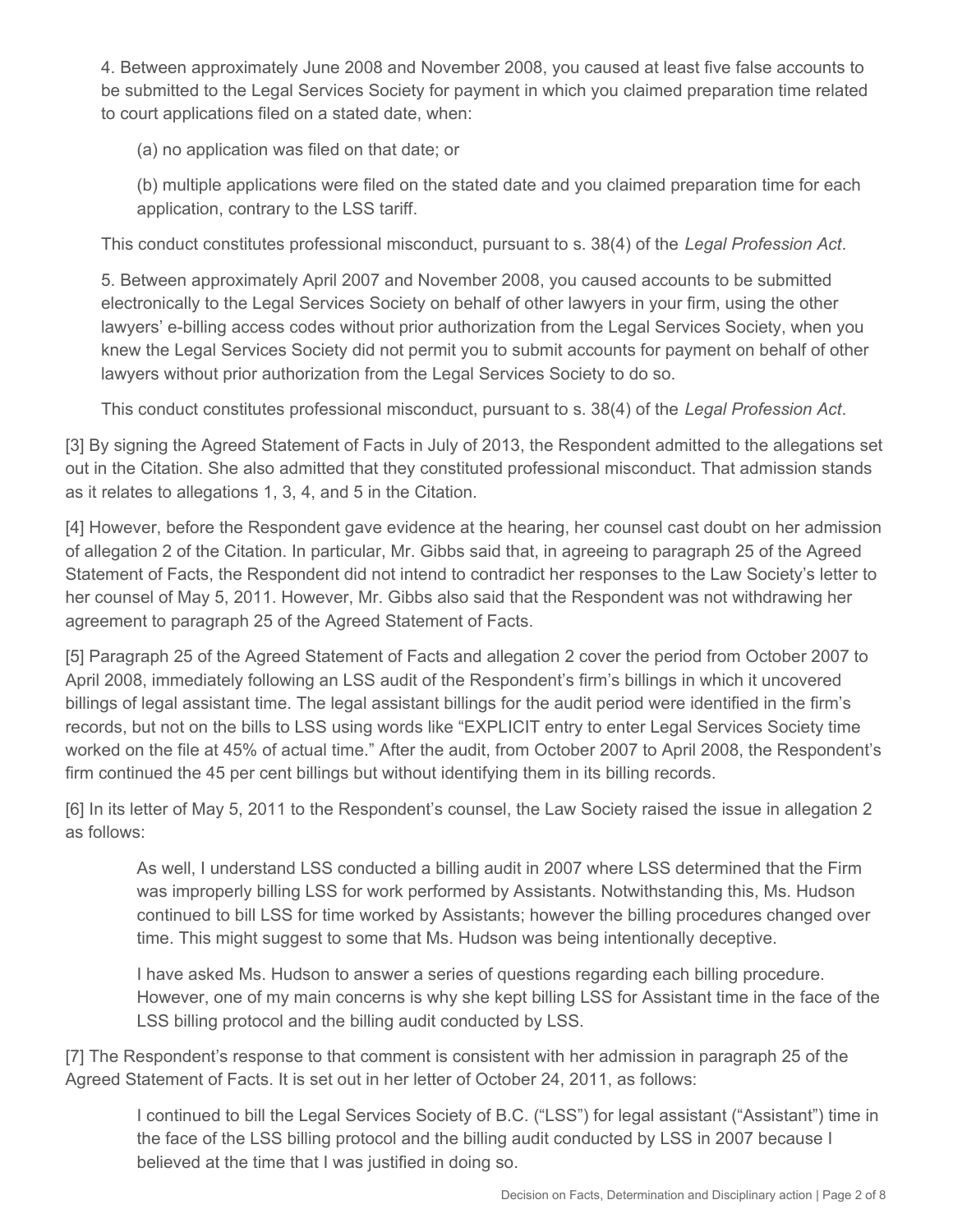4. Between approximately June 2008 and November 2008, you caused at least five false accounts to be submitted to the Legal Services Society for payment in which you claimed preparation time related to court applications filed on a stated date, when:

(a) no application was filed on that date; or

(b) multiple applications were filed on the stated date and you claimed preparation time for each application, contrary to the LSS tariff.

This conduct constitutes professional misconduct, pursuant to s. 38(4) of the *Legal Profession Act*.

5. Between approximately April 2007 and November 2008, you caused accounts to be submitted electronically to the Legal Services Society on behalf of other lawyers in your firm, using the other lawyers' e-billing access codes without prior authorization from the Legal Services Society, when you knew the Legal Services Society did not permit you to submit accounts for payment on behalf of other lawyers without prior authorization from the Legal Services Society to do so.

This conduct constitutes professional misconduct, pursuant to s. 38(4) of the *Legal Profession Act*.

[3] By signing the Agreed Statement of Facts in July of 2013, the Respondent admitted to the allegations set out in the Citation. She also admitted that they constituted professional misconduct. That admission stands as it relates to allegations 1, 3, 4, and 5 in the Citation.

[4] However, before the Respondent gave evidence at the hearing, her counsel cast doubt on her admission of allegation 2 of the Citation. In particular, Mr. Gibbs said that, in agreeing to paragraph 25 of the Agreed Statement of Facts, the Respondent did not intend to contradict her responses to the Law Society's letter to her counsel of May 5, 2011. However, Mr. Gibbs also said that the Respondent was not withdrawing her agreement to paragraph 25 of the Agreed Statement of Facts.

[5] Paragraph 25 of the Agreed Statement of Facts and allegation 2 cover the period from October 2007 to April 2008, immediately following an LSS audit of the Respondent's firm's billings in which it uncovered billings of legal assistant time. The legal assistant billings for the audit period were identified in the firm's records, but not on the bills to LSS using words like "EXPLICIT entry to enter Legal Services Society time worked on the file at 45% of actual time." After the audit, from October 2007 to April 2008, the Respondent's firm continued the 45 per cent billings but without identifying them in its billing records.

[6] In its letter of May 5, 2011 to the Respondent's counsel, the Law Society raised the issue in allegation 2 as follows:

> As well, I understand LSS conducted a billing audit in 2007 where LSS determined that the Firm was improperly billing LSS for work performed by Assistants. Notwithstanding this, Ms. Hudson continued to bill LSS for time worked by Assistants; however the billing procedures changed over time. This might suggest to some that Ms. Hudson was being intentionally deceptive.
>
> I have asked Ms. Hudson to answer a series of questions regarding each billing procedure. However, one of my main concerns is why she kept billing LSS for Assistant time in the face of the LSS billing protocol and the billing audit conducted by LSS.

[7] The Respondent's response to that comment is consistent with her admission in paragraph 25 of the Agreed Statement of Facts. It is set out in her letter of October 24, 2011, as follows:

> I continued to bill the Legal Services Society of B.C. ("LSS") for legal assistant ("Assistant") time in the face of the LSS billing protocol and the billing audit conducted by LSS in 2007 because I believed at the time that I was justified in doing so.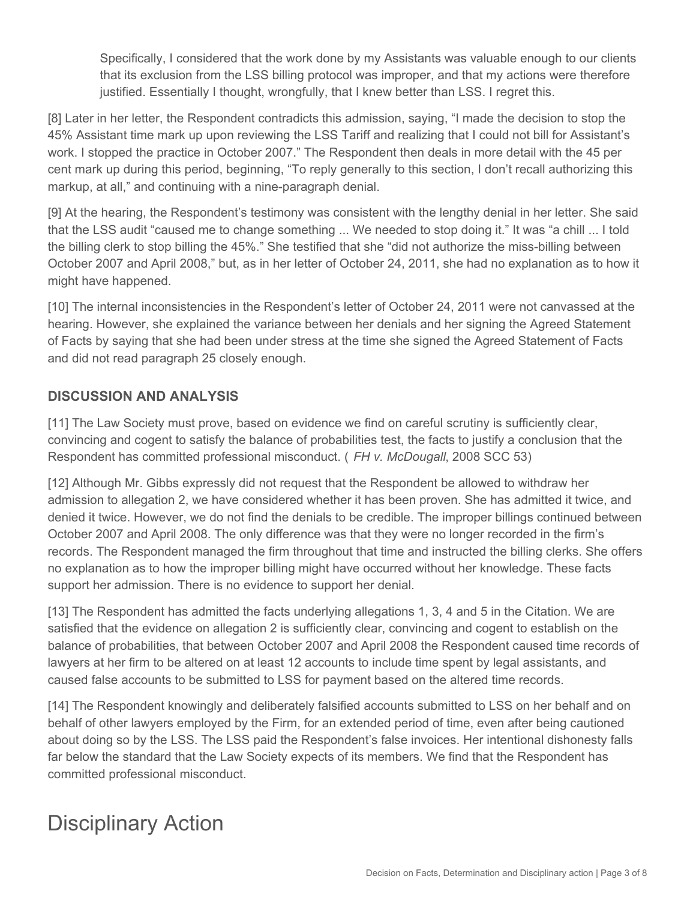> Specifically, I considered that the work done by my Assistants was valuable enough to our clients that its exclusion from the LSS billing protocol was improper, and that my actions were therefore justified. Essentially I thought, wrongfully, that I knew better than LSS. I regret this.

[8] Later in her letter, the Respondent contradicts this admission, saying, "I made the decision to stop the 45% Assistant time mark up upon reviewing the LSS Tariff and realizing that I could not bill for Assistant's work. I stopped the practice in October 2007." The Respondent then deals in more detail with the 45 per cent mark up during this period, beginning, "To reply generally to this section, I don't recall authorizing this markup, at all," and continuing with a nine-paragraph denial.

[9] At the hearing, the Respondent's testimony was consistent with the lengthy denial in her letter. She said that the LSS audit "caused me to change something ... We needed to stop doing it." It was "a chill ... I told the billing clerk to stop billing the 45%." She testified that she "did not authorize the miss-billing between October 2007 and April 2008," but, as in her letter of October 24, 2011, she had no explanation as to how it might have happened.

[10] The internal inconsistencies in the Respondent's letter of October 24, 2011 were not canvassed at the hearing. However, she explained the variance between her denials and her signing the Agreed Statement of Facts by saying that she had been under stress at the time she signed the Agreed Statement of Facts and did not read paragraph 25 closely enough.

## DISCUSSION AND ANALYSIS

[11] The Law Society must prove, based on evidence we find on careful scrutiny is sufficiently clear, convincing and cogent to satisfy the balance of probabilities test, the facts to justify a conclusion that the Respondent has committed professional misconduct. ( *FH v. McDougall*, 2008 SCC 53)

[12] Although Mr. Gibbs expressly did not request that the Respondent be allowed to withdraw her admission to allegation 2, we have considered whether it has been proven. She has admitted it twice, and denied it twice. However, we do not find the denials to be credible. The improper billings continued between October 2007 and April 2008. The only difference was that they were no longer recorded in the firm's records. The Respondent managed the firm throughout that time and instructed the billing clerks. She offers no explanation as to how the improper billing might have occurred without her knowledge. These facts support her admission. There is no evidence to support her denial.

[13] The Respondent has admitted the facts underlying allegations 1, 3, 4 and 5 in the Citation. We are satisfied that the evidence on allegation 2 is sufficiently clear, convincing and cogent to establish on the balance of probabilities, that between October 2007 and April 2008 the Respondent caused time records of lawyers at her firm to be altered on at least 12 accounts to include time spent by legal assistants, and caused false accounts to be submitted to LSS for payment based on the altered time records.

[14] The Respondent knowingly and deliberately falsified accounts submitted to LSS on her behalf and on behalf of other lawyers employed by the Firm, for an extended period of time, even after being cautioned about doing so by the LSS. The LSS paid the Respondent's false invoices. Her intentional dishonesty falls far below the standard that the Law Society expects of its members. We find that the Respondent has committed professional misconduct.

# Disciplinary Action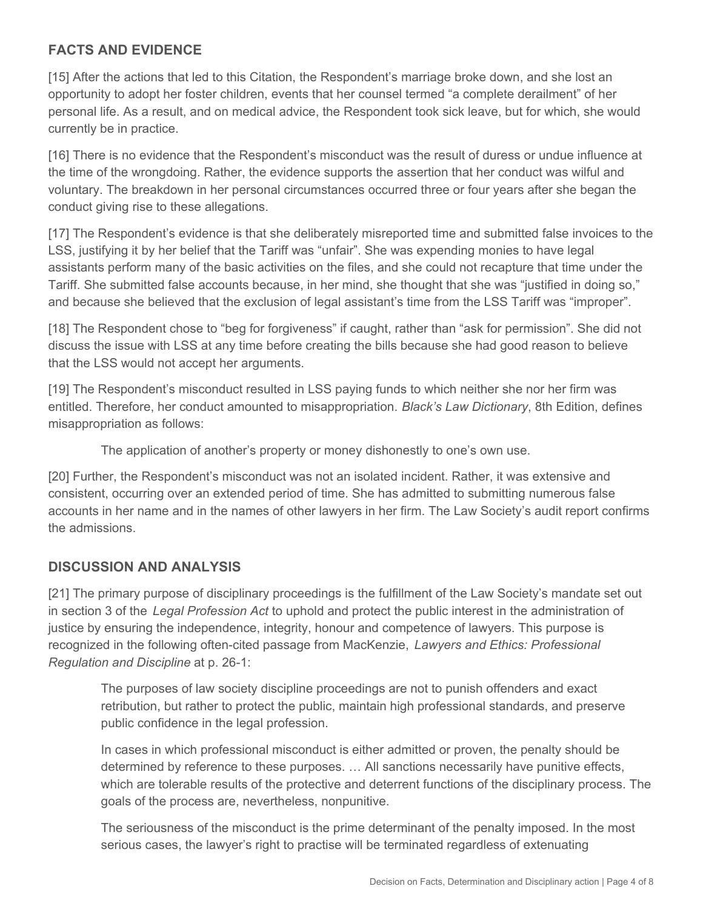## FACTS AND EVIDENCE

[15] After the actions that led to this Citation, the Respondent's marriage broke down, and she lost an opportunity to adopt her foster children, events that her counsel termed "a complete derailment" of her personal life. As a result, and on medical advice, the Respondent took sick leave, but for which, she would currently be in practice.

[16] There is no evidence that the Respondent's misconduct was the result of duress or undue influence at the time of the wrongdoing. Rather, the evidence supports the assertion that her conduct was wilful and voluntary. The breakdown in her personal circumstances occurred three or four years after she began the conduct giving rise to these allegations.

[17] The Respondent's evidence is that she deliberately misreported time and submitted false invoices to the LSS, justifying it by her belief that the Tariff was "unfair". She was expending monies to have legal assistants perform many of the basic activities on the files, and she could not recapture that time under the Tariff. She submitted false accounts because, in her mind, she thought that she was "justified in doing so," and because she believed that the exclusion of legal assistant's time from the LSS Tariff was "improper".

[18] The Respondent chose to "beg for forgiveness" if caught, rather than "ask for permission". She did not discuss the issue with LSS at any time before creating the bills because she had good reason to believe that the LSS would not accept her arguments.

[19] The Respondent's misconduct resulted in LSS paying funds to which neither she nor her firm was entitled. Therefore, her conduct amounted to misappropriation. *Black's Law Dictionary*, 8th Edition, defines misappropriation as follows:

> The application of another's property or money dishonestly to one's own use.

[20] Further, the Respondent's misconduct was not an isolated incident. Rather, it was extensive and consistent, occurring over an extended period of time. She has admitted to submitting numerous false accounts in her name and in the names of other lawyers in her firm. The Law Society's audit report confirms the admissions.

## DISCUSSION AND ANALYSIS

[21] The primary purpose of disciplinary proceedings is the fulfillment of the Law Society's mandate set out in section 3 of the *Legal Profession Act* to uphold and protect the public interest in the administration of justice by ensuring the independence, integrity, honour and competence of lawyers. This purpose is recognized in the following often-cited passage from MacKenzie, *Lawyers and Ethics: Professional Regulation and Discipline* at p. 26-1:

> The purposes of law society discipline proceedings are not to punish offenders and exact retribution, but rather to protect the public, maintain high professional standards, and preserve public confidence in the legal profession.
>
> In cases in which professional misconduct is either admitted or proven, the penalty should be determined by reference to these purposes. … All sanctions necessarily have punitive effects, which are tolerable results of the protective and deterrent functions of the disciplinary process. The goals of the process are, nevertheless, nonpunitive.
>
> The seriousness of the misconduct is the prime determinant of the penalty imposed. In the most serious cases, the lawyer's right to practise will be terminated regardless of extenuating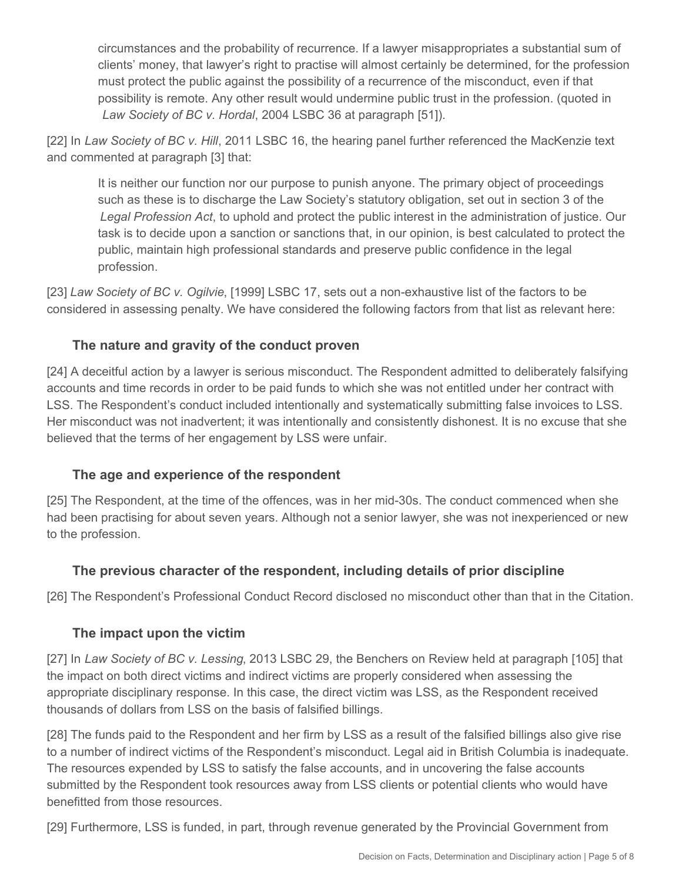> circumstances and the probability of recurrence. If a lawyer misappropriates a substantial sum of clients' money, that lawyer's right to practise will almost certainly be determined, for the profession must protect the public against the possibility of a recurrence of the misconduct, even if that possibility is remote. Any other result would undermine public trust in the profession. (quoted in *Law Society of BC v. Hordal*, 2004 LSBC 36 at paragraph [51]).

[22] In *Law Society of BC v. Hill*, 2011 LSBC 16, the hearing panel further referenced the MacKenzie text and commented at paragraph [3] that:

> It is neither our function nor our purpose to punish anyone. The primary object of proceedings such as these is to discharge the Law Society's statutory obligation, set out in section 3 of the *Legal Profession Act*, to uphold and protect the public interest in the administration of justice. Our task is to decide upon a sanction or sanctions that, in our opinion, is best calculated to protect the public, maintain high professional standards and preserve public confidence in the legal profession.

[23] *Law Society of BC v. Ogilvie*, [1999] LSBC 17, sets out a non-exhaustive list of the factors to be considered in assessing penalty. We have considered the following factors from that list as relevant here:

### The nature and gravity of the conduct proven

[24] A deceitful action by a lawyer is serious misconduct. The Respondent admitted to deliberately falsifying accounts and time records in order to be paid funds to which she was not entitled under her contract with LSS. The Respondent's conduct included intentionally and systematically submitting false invoices to LSS. Her misconduct was not inadvertent; it was intentionally and consistently dishonest. It is no excuse that she believed that the terms of her engagement by LSS were unfair.

### The age and experience of the respondent

[25] The Respondent, at the time of the offences, was in her mid-30s. The conduct commenced when she had been practising for about seven years. Although not a senior lawyer, she was not inexperienced or new to the profession.

### The previous character of the respondent, including details of prior discipline

[26] The Respondent's Professional Conduct Record disclosed no misconduct other than that in the Citation.

### The impact upon the victim

[27] In *Law Society of BC v. Lessing*, 2013 LSBC 29, the Benchers on Review held at paragraph [105] that the impact on both direct victims and indirect victims are properly considered when assessing the appropriate disciplinary response. In this case, the direct victim was LSS, as the Respondent received thousands of dollars from LSS on the basis of falsified billings.

[28] The funds paid to the Respondent and her firm by LSS as a result of the falsified billings also give rise to a number of indirect victims of the Respondent's misconduct. Legal aid in British Columbia is inadequate. The resources expended by LSS to satisfy the false accounts, and in uncovering the false accounts submitted by the Respondent took resources away from LSS clients or potential clients who would have benefitted from those resources.

[29] Furthermore, LSS is funded, in part, through revenue generated by the Provincial Government from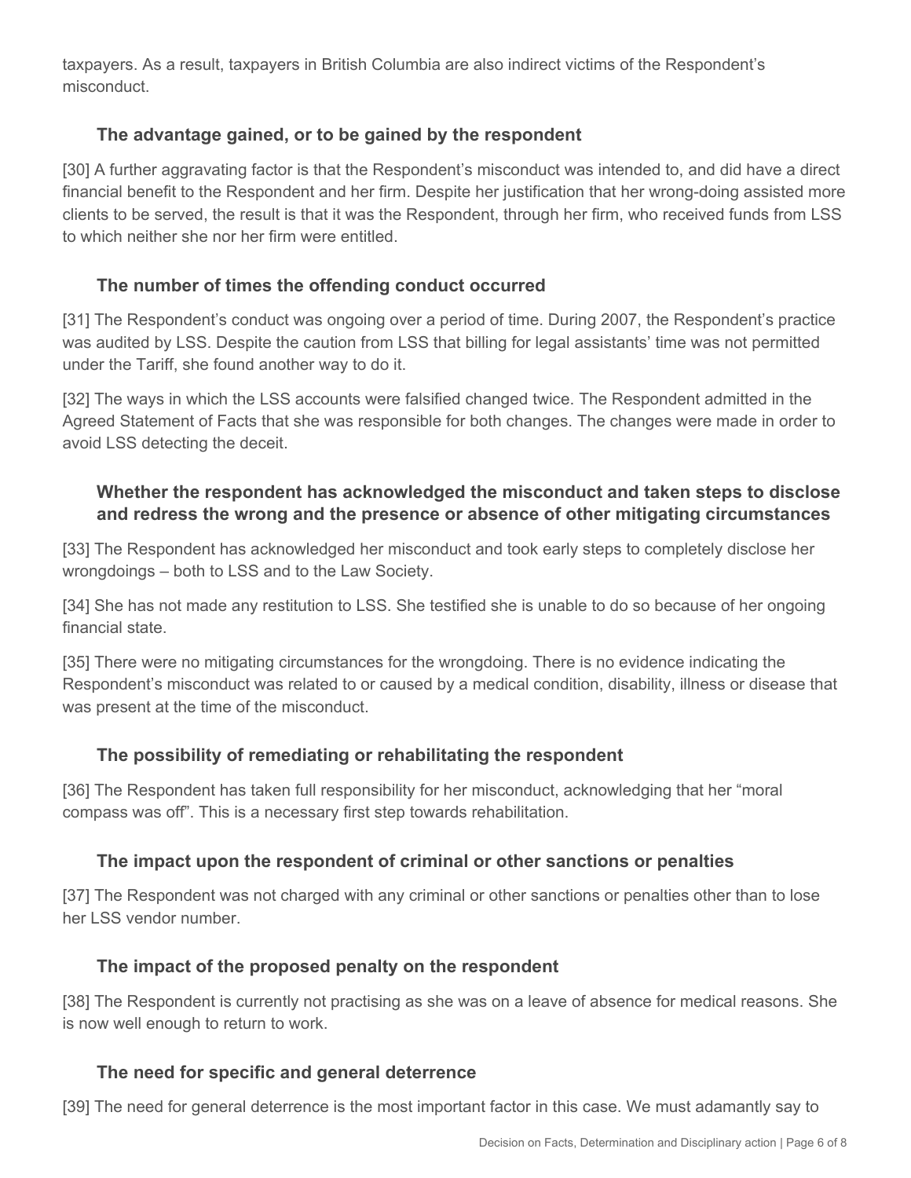taxpayers. As a result, taxpayers in British Columbia are also indirect victims of the Respondent's misconduct.

### The advantage gained, or to be gained by the respondent

[30] A further aggravating factor is that the Respondent's misconduct was intended to, and did have a direct financial benefit to the Respondent and her firm. Despite her justification that her wrong-doing assisted more clients to be served, the result is that it was the Respondent, through her firm, who received funds from LSS to which neither she nor her firm were entitled.

### The number of times the offending conduct occurred

[31] The Respondent's conduct was ongoing over a period of time. During 2007, the Respondent's practice was audited by LSS. Despite the caution from LSS that billing for legal assistants' time was not permitted under the Tariff, she found another way to do it.

[32] The ways in which the LSS accounts were falsified changed twice. The Respondent admitted in the Agreed Statement of Facts that she was responsible for both changes. The changes were made in order to avoid LSS detecting the deceit.

### Whether the respondent has acknowledged the misconduct and taken steps to disclose and redress the wrong and the presence or absence of other mitigating circumstances

[33] The Respondent has acknowledged her misconduct and took early steps to completely disclose her wrongdoings – both to LSS and to the Law Society.

[34] She has not made any restitution to LSS. She testified she is unable to do so because of her ongoing financial state.

[35] There were no mitigating circumstances for the wrongdoing. There is no evidence indicating the Respondent's misconduct was related to or caused by a medical condition, disability, illness or disease that was present at the time of the misconduct.

### The possibility of remediating or rehabilitating the respondent

[36] The Respondent has taken full responsibility for her misconduct, acknowledging that her "moral compass was off". This is a necessary first step towards rehabilitation.

### The impact upon the respondent of criminal or other sanctions or penalties

[37] The Respondent was not charged with any criminal or other sanctions or penalties other than to lose her LSS vendor number.

### The impact of the proposed penalty on the respondent

[38] The Respondent is currently not practising as she was on a leave of absence for medical reasons. She is now well enough to return to work.

### The need for specific and general deterrence

[39] The need for general deterrence is the most important factor in this case. We must adamantly say to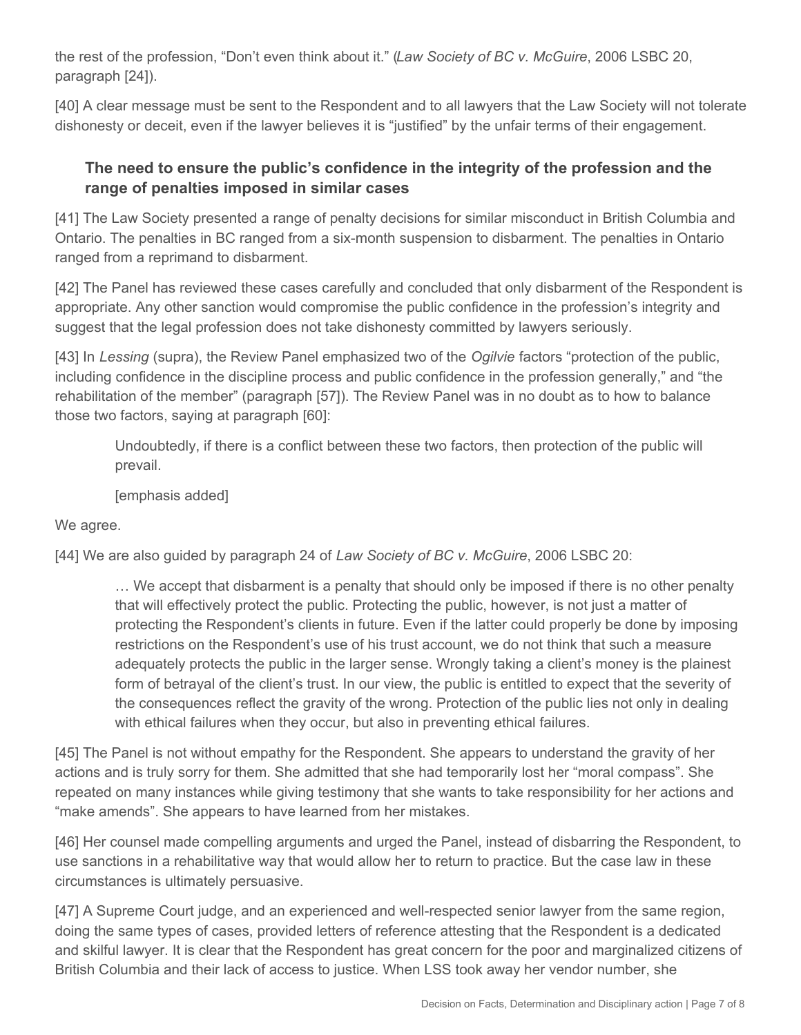the rest of the profession, "Don't even think about it." (*Law Society of BC v. McGuire*, 2006 LSBC 20, paragraph [24]).

[40] A clear message must be sent to the Respondent and to all lawyers that the Law Society will not tolerate dishonesty or deceit, even if the lawyer believes it is "justified" by the unfair terms of their engagement.

### The need to ensure the public's confidence in the integrity of the profession and the range of penalties imposed in similar cases

[41] The Law Society presented a range of penalty decisions for similar misconduct in British Columbia and Ontario. The penalties in BC ranged from a six-month suspension to disbarment. The penalties in Ontario ranged from a reprimand to disbarment.

[42] The Panel has reviewed these cases carefully and concluded that only disbarment of the Respondent is appropriate. Any other sanction would compromise the public confidence in the profession's integrity and suggest that the legal profession does not take dishonesty committed by lawyers seriously.

[43] In *Lessing* (supra), the Review Panel emphasized two of the *Ogilvie* factors "protection of the public, including confidence in the discipline process and public confidence in the profession generally," and "the rehabilitation of the member" (paragraph [57]). The Review Panel was in no doubt as to how to balance those two factors, saying at paragraph [60]:

> Undoubtedly, if there is a conflict between these two factors, then protection of the public will prevail.
>
> [emphasis added]

We agree.

[44] We are also guided by paragraph 24 of *Law Society of BC v. McGuire*, 2006 LSBC 20:

> … We accept that disbarment is a penalty that should only be imposed if there is no other penalty that will effectively protect the public. Protecting the public, however, is not just a matter of protecting the Respondent's clients in future. Even if the latter could properly be done by imposing restrictions on the Respondent's use of his trust account, we do not think that such a measure adequately protects the public in the larger sense. Wrongly taking a client's money is the plainest form of betrayal of the client's trust. In our view, the public is entitled to expect that the severity of the consequences reflect the gravity of the wrong. Protection of the public lies not only in dealing with ethical failures when they occur, but also in preventing ethical failures.

[45] The Panel is not without empathy for the Respondent. She appears to understand the gravity of her actions and is truly sorry for them. She admitted that she had temporarily lost her "moral compass". She repeated on many instances while giving testimony that she wants to take responsibility for her actions and "make amends". She appears to have learned from her mistakes.

[46] Her counsel made compelling arguments and urged the Panel, instead of disbarring the Respondent, to use sanctions in a rehabilitative way that would allow her to return to practice. But the case law in these circumstances is ultimately persuasive.

[47] A Supreme Court judge, and an experienced and well-respected senior lawyer from the same region, doing the same types of cases, provided letters of reference attesting that the Respondent is a dedicated and skilful lawyer. It is clear that the Respondent has great concern for the poor and marginalized citizens of British Columbia and their lack of access to justice. When LSS took away her vendor number, she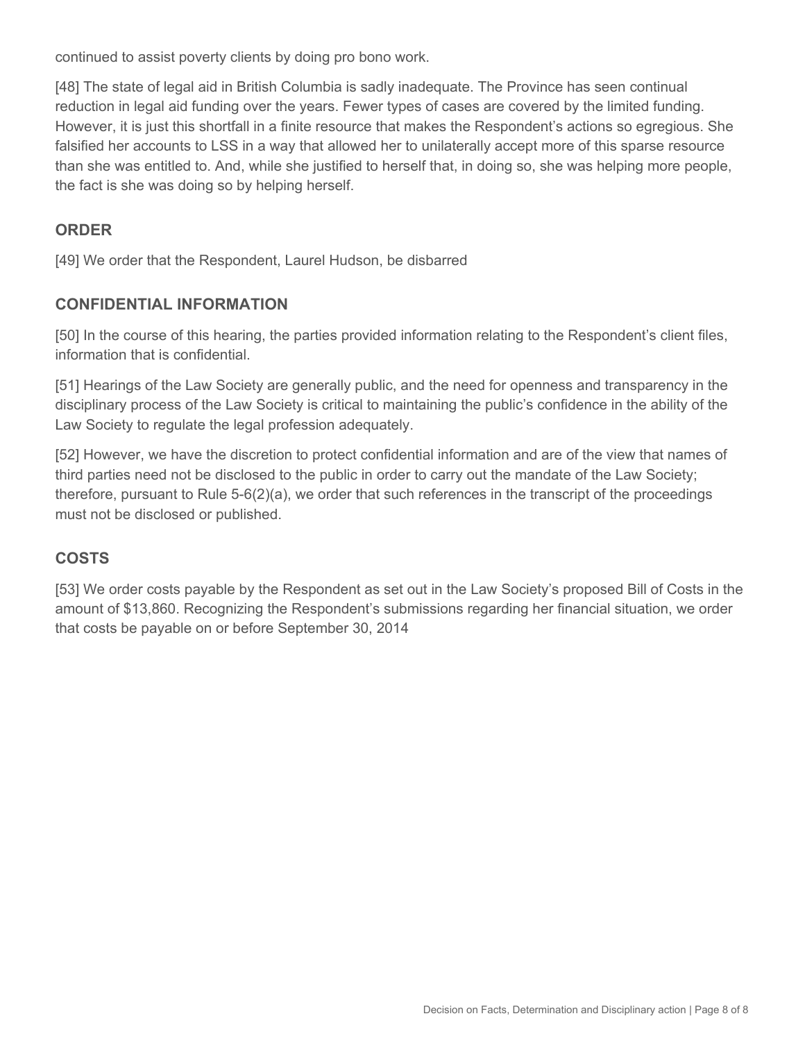continued to assist poverty clients by doing pro bono work.

[48] The state of legal aid in British Columbia is sadly inadequate. The Province has seen continual reduction in legal aid funding over the years. Fewer types of cases are covered by the limited funding. However, it is just this shortfall in a finite resource that makes the Respondent's actions so egregious. She falsified her accounts to LSS in a way that allowed her to unilaterally accept more of this sparse resource than she was entitled to. And, while she justified to herself that, in doing so, she was helping more people, the fact is she was doing so by helping herself.

## ORDER

[49] We order that the Respondent, Laurel Hudson, be disbarred

## CONFIDENTIAL INFORMATION

[50] In the course of this hearing, the parties provided information relating to the Respondent's client files, information that is confidential.

[51] Hearings of the Law Society are generally public, and the need for openness and transparency in the disciplinary process of the Law Society is critical to maintaining the public's confidence in the ability of the Law Society to regulate the legal profession adequately.

[52] However, we have the discretion to protect confidential information and are of the view that names of third parties need not be disclosed to the public in order to carry out the mandate of the Law Society; therefore, pursuant to Rule 5-6(2)(a), we order that such references in the transcript of the proceedings must not be disclosed or published.

## COSTS

[53] We order costs payable by the Respondent as set out in the Law Society's proposed Bill of Costs in the amount of $13,860. Recognizing the Respondent's submissions regarding her financial situation, we order that costs be payable on or before September 30, 2014